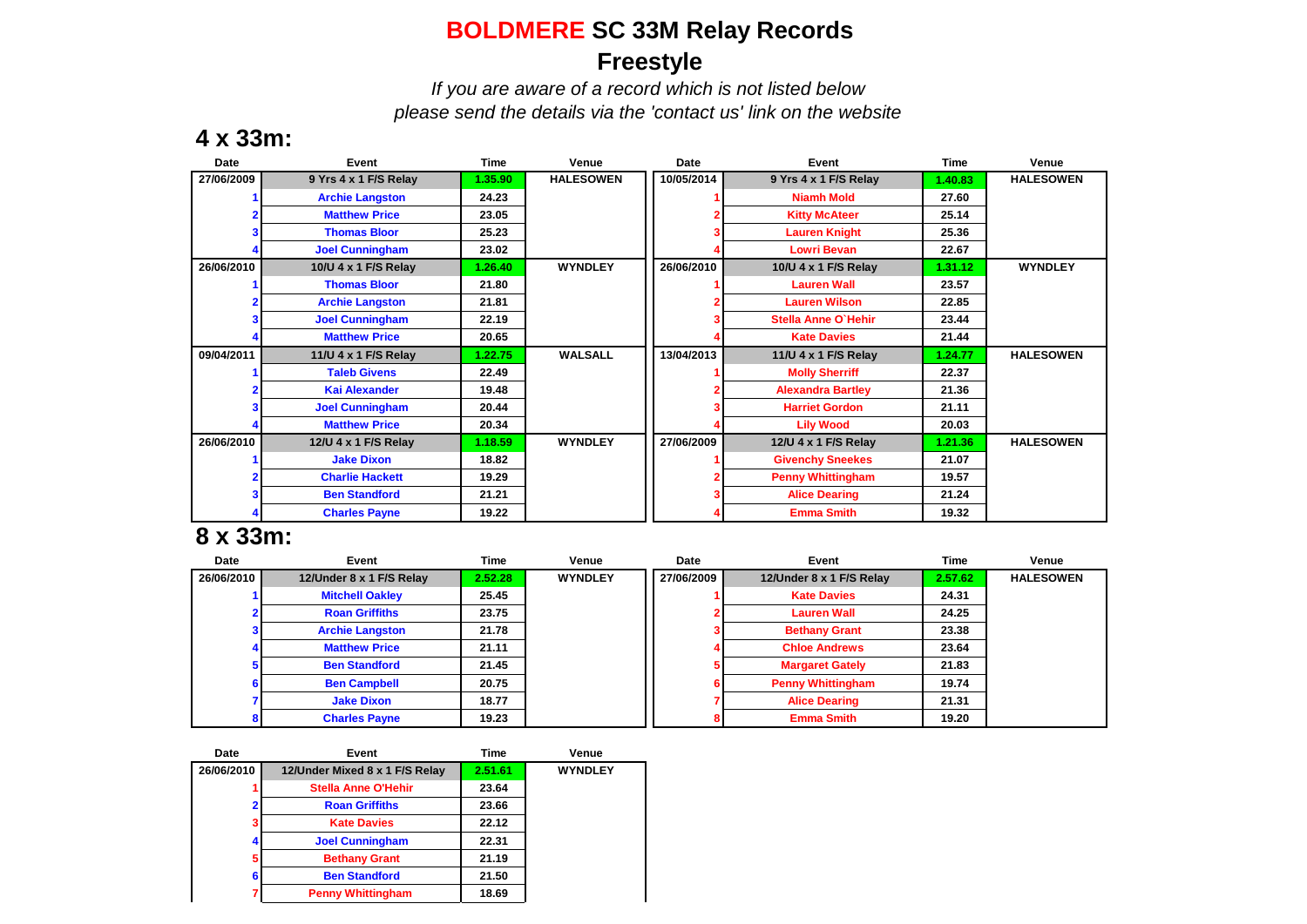# **BOLDMERE SC 33M Relay Records**

## Freestyle

*If you are aware of a record which is not listed below please send the details via the 'contact us' link on the website*

## 4 x 33m:

| Date | Event | Time | Venue |
|---|---|---|---|
| 27/06/2009 | 9 Yrs 4 x 1 F/S Relay | 1.35.90 | HALESOWEN |
| 1 | Archie Langston | 24.23 | |
| 2 | Matthew Price | 23.05 | |
| 3 | Thomas Bloor | 25.23 | |
| 4 | Joel Cunningham | 23.02 | |
| 26/06/2010 | 10/U 4 x 1 F/S Relay | 1.26.40 | WYNDLEY |
| 1 | Thomas Bloor | 21.80 | |
| 2 | Archie Langston | 21.81 | |
| 3 | Joel Cunningham | 22.19 | |
| 4 | Matthew Price | 20.65 | |
| 09/04/2011 | 11/U 4 x 1 F/S Relay | 1.22.75 | WALSALL |
| 1 | Taleb Givens | 22.49 | |
| 2 | Kai Alexander | 19.48 | |
| 3 | Joel Cunningham | 20.44 | |
| 4 | Matthew Price | 20.34 | |
| 26/06/2010 | 12/U 4 x 1 F/S Relay | 1.18.59 | WYNDLEY |
| 1 | Jake Dixon | 18.82 | |
| 2 | Charlie Hackett | 19.29 | |
| 3 | Ben Standford | 21.21 | |
| 4 | Charles Payne | 19.22 | |

| Date | Event | Time | Venue |
|---|---|---|---|
| 10/05/2014 | 9 Yrs 4 x 1 F/S Relay | 1.40.83 | HALESOWEN |
| 1 | Niamh Mold | 27.60 | |
| 2 | Kitty McAteer | 25.14 | |
| 3 | Lauren Knight | 25.36 | |
| 4 | Lowri Bevan | 22.67 | |
| 26/06/2010 | 10/U 4 x 1 F/S Relay | 1.31.12 | WYNDLEY |
| 1 | Lauren Wall | 23.57 | |
| 2 | Lauren Wilson | 22.85 | |
| 3 | Stella Anne O`Hehir | 23.44 | |
| 4 | Kate Davies | 21.44 | |
| 13/04/2013 | 11/U 4 x 1 F/S Relay | 1.24.77 | HALESOWEN |
| 1 | Molly Sherriff | 22.37 | |
| 2 | Alexandra Bartley | 21.36 | |
| 3 | Harriet Gordon | 21.11 | |
| 4 | Lily Wood | 20.03 | |
| 27/06/2009 | 12/U 4 x 1 F/S Relay | 1.21.36 | HALESOWEN |
| 1 | Givenchy Sneekes | 21.07 | |
| 2 | Penny Whittingham | 19.57 | |
| 3 | Alice Dearing | 21.24 | |
| 4 | Emma Smith | 19.32 | |

## 8 x 33m:

| Date | Event | Time | Venue |
|---|---|---|---|
| 26/06/2010 | 12/Under 8 x 1 F/S Relay | 2.52.28 | WYNDLEY |
| 1 | Mitchell Oakley | 25.45 | |
| 2 | Roan Griffiths | 23.75 | |
| 3 | Archie Langston | 21.78 | |
| 4 | Matthew Price | 21.11 | |
| 5 | Ben Standford | 21.45 | |
| 6 | Ben Campbell | 20.75 | |
| 7 | Jake Dixon | 18.77 | |
| 8 | Charles Payne | 19.23 | |

| Date | Event | Time | Venue |
|---|---|---|---|
| 27/06/2009 | 12/Under 8 x 1 F/S Relay | 2.57.62 | HALESOWEN |
| 1 | Kate Davies | 24.31 | |
| 2 | Lauren Wall | 24.25 | |
| 3 | Bethany Grant | 23.38 | |
| 4 | Chloe Andrews | 23.64 | |
| 5 | Margaret Gately | 21.83 | |
| 6 | Penny Whittingham | 19.74 | |
| 7 | Alice Dearing | 21.31 | |
| 8 | Emma Smith | 19.20 | |

| Date | Event | Time | Venue |
|---|---|---|---|
| 26/06/2010 | 12/Under Mixed 8 x 1 F/S Relay | 2.51.61 | WYNDLEY |
| 1 | Stella Anne O'Hehir | 23.64 | |
| 2 | Roan Griffiths | 23.66 | |
| 3 | Kate Davies | 22.12 | |
| 4 | Joel Cunningham | 22.31 | |
| 5 | Bethany Grant | 21.19 | |
| 6 | Ben Standford | 21.50 | |
| 7 | Penny Whittingham | 18.69 | |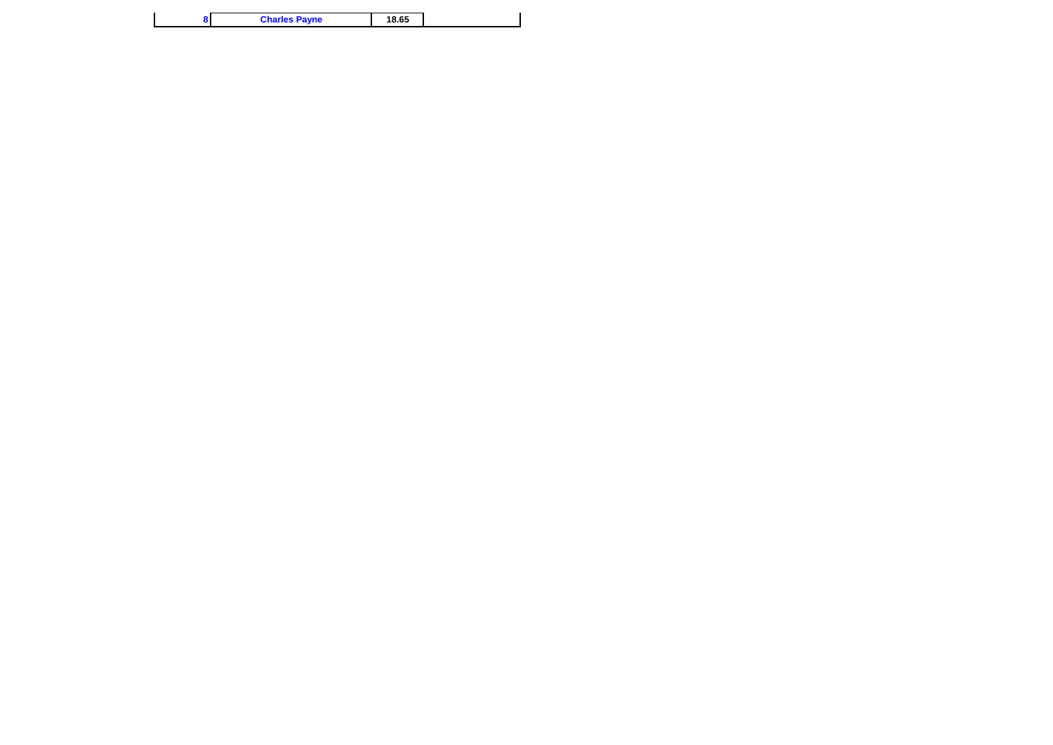| 8 | Charles Payne | 18.65 | |
|---|---|---|---|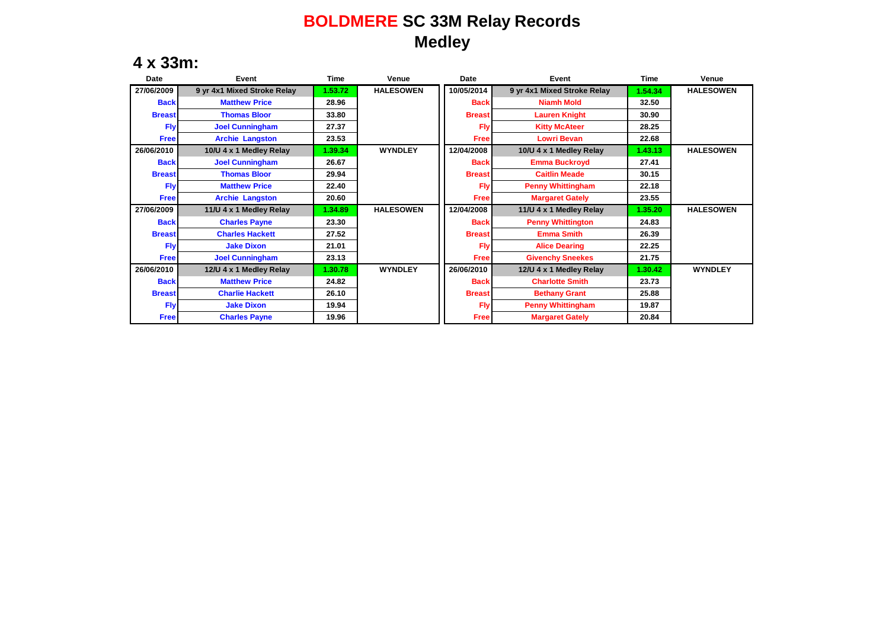# BOLDMERE SC 33M Relay Records

## Medley

### 4 x 33m:

| Date | Event | Time | Venue |
|---|---|---|---|
| 27/06/2009 | 9 yr 4x1 Mixed Stroke Relay | 1.53.72 | HALESOWEN |
| Back | Matthew Price | 28.96 | |
| Breast | Thomas Bloor | 33.80 | |
| Fly | Joel Cunningham | 27.37 | |
| Free | Archie Langston | 23.53 | |
| 26/06/2010 | 10/U 4 x 1 Medley Relay | 1.39.34 | WYNDLEY |
| Back | Joel Cunningham | 26.67 | |
| Breast | Thomas Bloor | 29.94 | |
| Fly | Matthew Price | 22.40 | |
| Free | Archie Langston | 20.60 | |
| 27/06/2009 | 11/U 4 x 1 Medley Relay | 1.34.89 | HALESOWEN |
| Back | Charles Payne | 23.30 | |
| Breast | Charles Hackett | 27.52 | |
| Fly | Jake Dixon | 21.01 | |
| Free | Joel Cunningham | 23.13 | |
| 26/06/2010 | 12/U 4 x 1 Medley Relay | 1.30.78 | WYNDLEY |
| Back | Matthew Price | 24.82 | |
| Breast | Charlie Hackett | 26.10 | |
| Fly | Jake Dixon | 19.94 | |
| Free | Charles Payne | 19.96 | |

| Date | Event | Time | Venue |
|---|---|---|---|
| 10/05/2014 | 9 yr 4x1 Mixed Stroke Relay | 1.54.34 | HALESOWEN |
| Back | Niamh Mold | 32.50 | |
| Breast | Lauren Knight | 30.90 | |
| Fly | Kitty McAteer | 28.25 | |
| Free | Lowri Bevan | 22.68 | |
| 12/04/2008 | 10/U 4 x 1 Medley Relay | 1.43.13 | HALESOWEN |
| Back | Emma Buckroyd | 27.41 | |
| Breast | Caitlin Meade | 30.15 | |
| Fly | Penny Whittingham | 22.18 | |
| Free | Margaret Gately | 23.55 | |
| 12/04/2008 | 11/U 4 x 1 Medley Relay | 1.35.20 | HALESOWEN |
| Back | Penny Whittington | 24.83 | |
| Breast | Emma Smith | 26.39 | |
| Fly | Alice Dearing | 22.25 | |
| Free | Givenchy Sneekes | 21.75 | |
| 26/06/2010 | 12/U 4 x 1 Medley Relay | 1.30.42 | WYNDLEY |
| Back | Charlotte Smith | 23.73 | |
| Breast | Bethany Grant | 25.88 | |
| Fly | Penny Whittingham | 19.87 | |
| Free | Margaret Gately | 20.84 | |